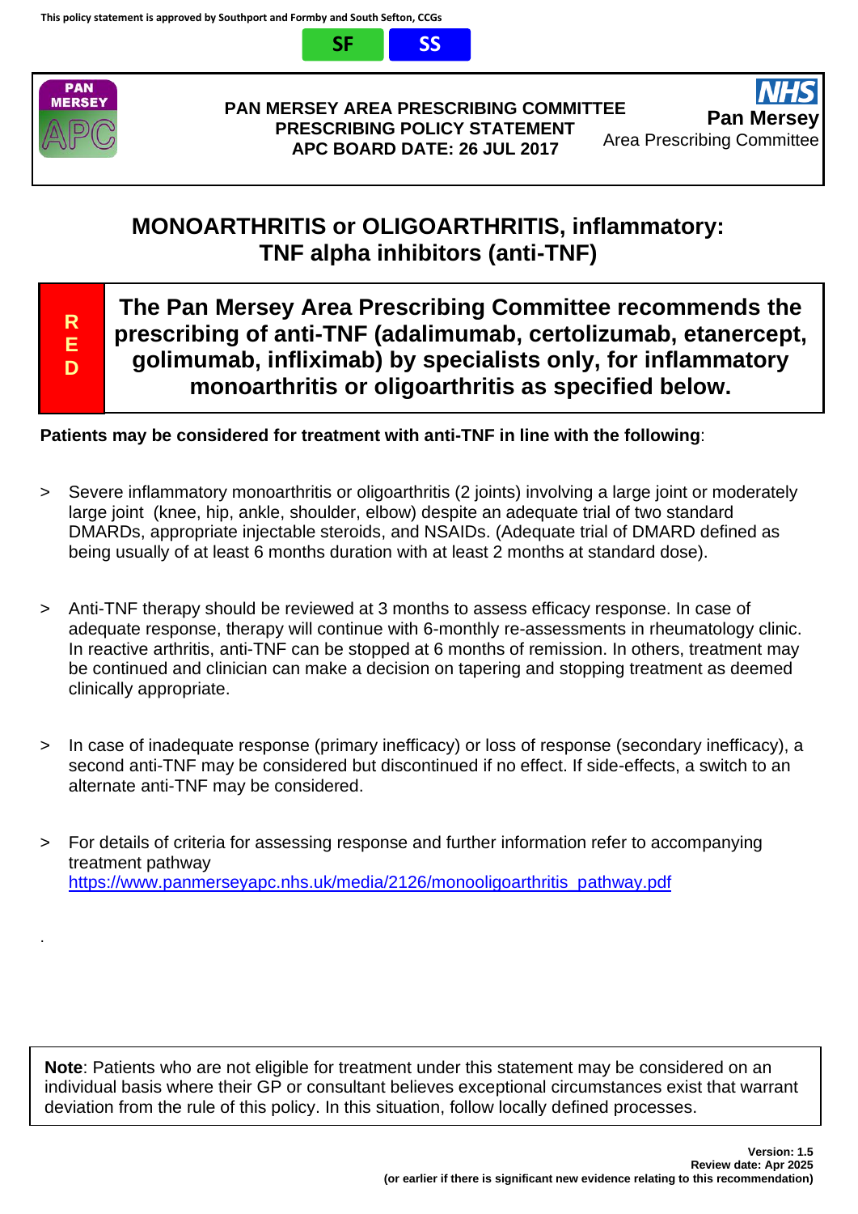This policy statement is approved by Southport and Formby and South Sefton, CCGs

SF SS

**PAN MERSEY AREA PRESCRIBING COMMITTEE**
**PRESCRIBING POLICY STATEMENT**
**APC BOARD DATE: 26 JUL 2017**

**Pan Mersey** Area Prescribing Committee

# MONOARTHRITIS or OLIGOARTHRITIS, inflammatory: TNF alpha inhibitors (anti-TNF)

**RED**

**The Pan Mersey Area Prescribing Committee recommends the prescribing of anti-TNF (adalimumab, certolizumab, etanercept, golimumab, infliximab) by specialists only, for inflammatory monoarthritis or oligoarthritis as specified below.**

**Patients may be considered for treatment with anti-TNF in line with the following**:

> Severe inflammatory monoarthritis or oligoarthritis (2 joints) involving a large joint or moderately large joint (knee, hip, ankle, shoulder, elbow) despite an adequate trial of two standard DMARDs, appropriate injectable steroids, and NSAIDs. (Adequate trial of DMARD defined as being usually of at least 6 months duration with at least 2 months at standard dose).

> Anti-TNF therapy should be reviewed at 3 months to assess efficacy response. In case of adequate response, therapy will continue with 6-monthly re-assessments in rheumatology clinic. In reactive arthritis, anti-TNF can be stopped at 6 months of remission. In others, treatment may be continued and clinician can make a decision on tapering and stopping treatment as deemed clinically appropriate.

> In case of inadequate response (primary inefficacy) or loss of response (secondary inefficacy), a second anti-TNF may be considered but discontinued if no effect. If side-effects, a switch to an alternate anti-TNF may be considered.

> For details of criteria for assessing response and further information refer to accompanying treatment pathway https://www.panmerseyapc.nhs.uk/media/2126/monooligoarthritis_pathway.pdf

.

**Note**: Patients who are not eligible for treatment under this statement may be considered on an individual basis where their GP or consultant believes exceptional circumstances exist that warrant deviation from the rule of this policy. In this situation, follow locally defined processes.

**Version: 1.5**
**Review date: Apr 2025**
**(or earlier if there is significant new evidence relating to this recommendation)**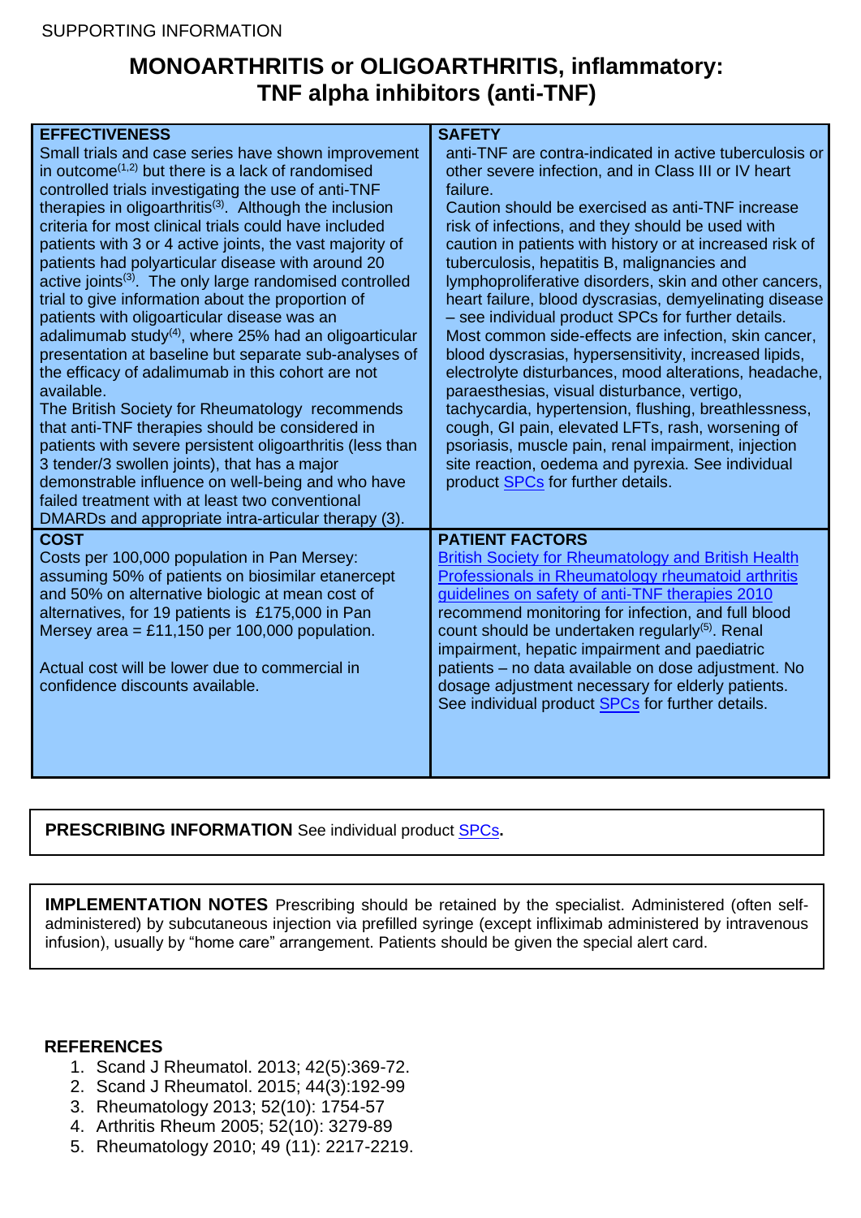SUPPORTING INFORMATION

# MONOARTHRITIS or OLIGOARTHRITIS, inflammatory: TNF alpha inhibitors (anti-TNF)

## EFFECTIVENESS

Small trials and case series have shown improvement in outcome[1,2] but there is a lack of randomised controlled trials investigating the use of anti-TNF therapies in oligoarthritis[3]. Although the inclusion criteria for most clinical trials could have included patients with 3 or 4 active joints, the vast majority of patients had polyarticular disease with around 20 active joints[3]. The only large randomised controlled trial to give information about the proportion of patients with oligoarticular disease was an adalimumab study[4], where 25% had an oligoarticular presentation at baseline but separate sub-analyses of the efficacy of adalimumab in this cohort are not available.

The British Society for Rheumatology recommends that anti-TNF therapies should be considered in patients with severe persistent oligoarthritis (less than 3 tender/3 swollen joints), that has a major demonstrable influence on well-being and who have failed treatment with at least two conventional DMARDs and appropriate intra-articular therapy (3).

## SAFETY

anti-TNF are contra-indicated in active tuberculosis or other severe infection, and in Class III or IV heart failure.

Caution should be exercised as anti-TNF increase risk of infections, and they should be used with caution in patients with history or at increased risk of tuberculosis, hepatitis B, malignancies and lymphoproliferative disorders, skin and other cancers, heart failure, blood dyscrasias, demyelinating disease – see individual product SPCs for further details.

Most common side-effects are infection, skin cancer, blood dyscrasias, hypersensitivity, increased lipids, electrolyte disturbances, mood alterations, headache, paraesthesias, visual disturbance, vertigo, tachycardia, hypertension, flushing, breathlessness, cough, GI pain, elevated LFTs, rash, worsening of psoriasis, muscle pain, renal impairment, injection site reaction, oedema and pyrexia. See individual product SPCs for further details.

## COST

Costs per 100,000 population in Pan Mersey: assuming 50% of patients on biosimilar etanercept and 50% on alternative biologic at mean cost of alternatives, for 19 patients is £175,000 in Pan Mersey area = £11,150 per 100,000 population.

Actual cost will be lower due to commercial in confidence discounts available.

## PATIENT FACTORS

British Society for Rheumatology and British Health Professionals in Rheumatology rheumatoid arthritis guidelines on safety of anti-TNF therapies 2010 recommend monitoring for infection, and full blood count should be undertaken regularly[5]. Renal impairment, hepatic impairment and paediatric patients – no data available on dose adjustment. No dosage adjustment necessary for elderly patients. See individual product SPCs for further details.

**PRESCRIBING INFORMATION** See individual product SPCs**.**

**IMPLEMENTATION NOTES** Prescribing should be retained by the specialist. Administered (often self-administered) by subcutaneous injection via prefilled syringe (except infliximab administered by intravenous infusion), usually by “home care” arrangement. Patients should be given the special alert card.

## REFERENCES

1. Scand J Rheumatol. 2013; 42(5):369-72.
2. Scand J Rheumatol. 2015; 44(3):192-99
3. Rheumatology 2013; 52(10): 1754-57
4. Arthritis Rheum 2005; 52(10): 3279-89
5. Rheumatology 2010; 49 (11): 2217-2219.